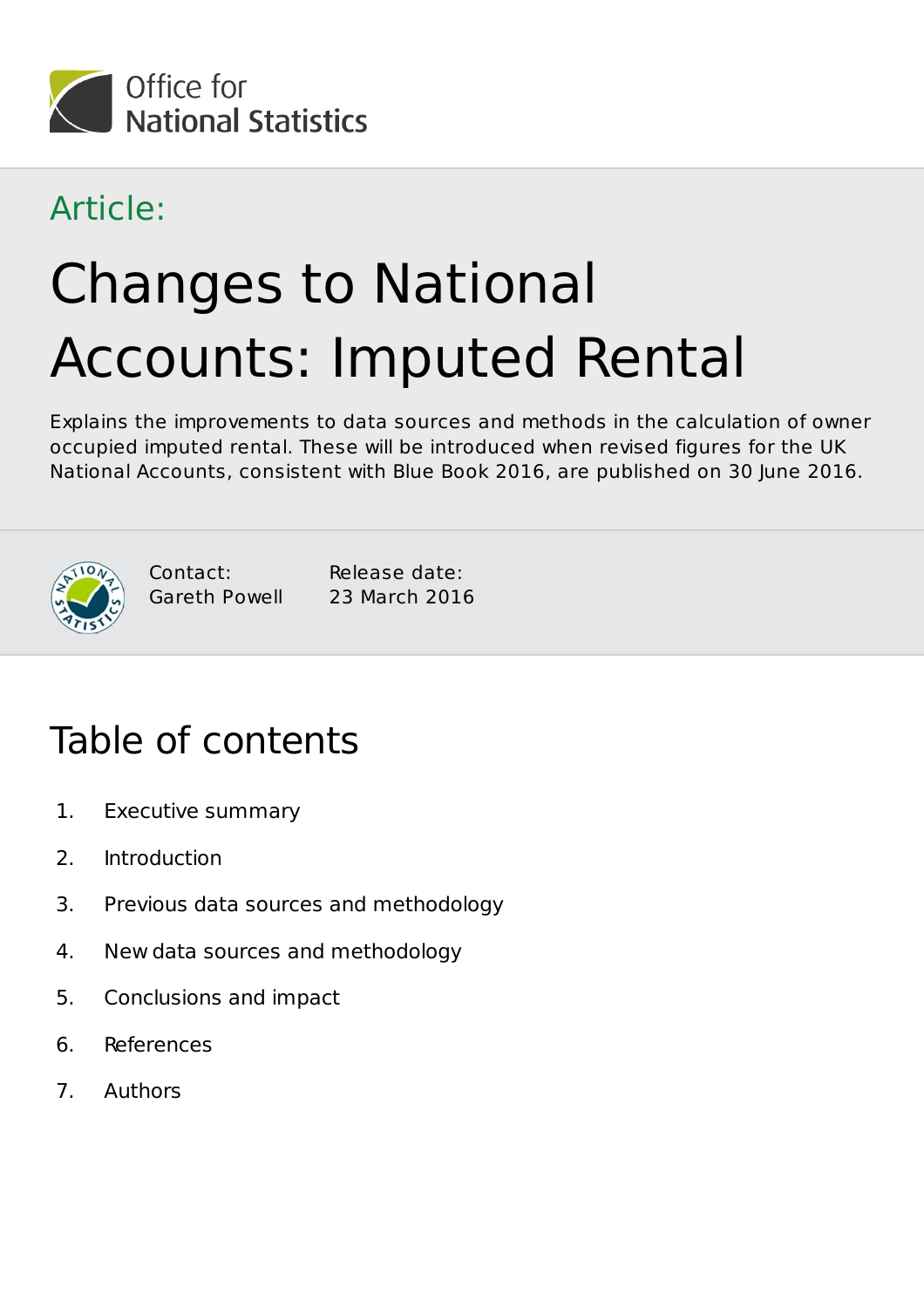Office for National Statistics

Article:

# Changes to National Accounts: Imputed Rental

Explains the improvements to data sources and methods in the calculation of owner occupied imputed rental. These will be introduced when revised figures for the UK National Accounts, consistent with Blue Book 2016, are published on 30 June 2016.

Contact: Gareth Powell

Release date: 23 March 2016

## Table of contents

1. Executive summary
2. Introduction
3. Previous data sources and methodology
4. New data sources and methodology
5. Conclusions and impact
6. References
7. Authors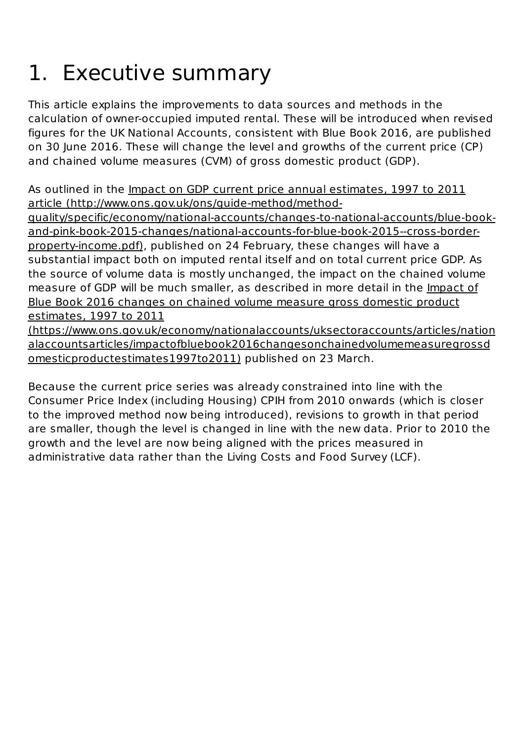# 1. Executive summary

This article explains the improvements to data sources and methods in the calculation of owner-occupied imputed rental. These will be introduced when revised figures for the UK National Accounts, consistent with Blue Book 2016, are published on 30 June 2016. These will change the level and growths of the current price (CP) and chained volume measures (CVM) of gross domestic product (GDP).

As outlined in the Impact on GDP current price annual estimates, 1997 to 2011 article (http://www.ons.gov.uk/ons/guide-method/method-quality/specific/economy/national-accounts/changes-to-national-accounts/blue-book-and-pink-book-2015-changes/national-accounts-for-blue-book-2015--cross-border-property-income.pdf), published on 24 February, these changes will have a substantial impact both on imputed rental itself and on total current price GDP. As the source of volume data is mostly unchanged, the impact on the chained volume measure of GDP will be much smaller, as described in more detail in the Impact of Blue Book 2016 changes on chained volume measure gross domestic product estimates, 1997 to 2011 (https://www.ons.gov.uk/economy/nationalaccounts/uksectoraccounts/articles/nationalaccountsarticles/impactofbluebook2016changesonchainedvolumemeasuregrossdomesticproductestimates1997to2011) published on 23 March.

Because the current price series was already constrained into line with the Consumer Price Index (including Housing) CPIH from 2010 onwards (which is closer to the improved method now being introduced), revisions to growth in that period are smaller, though the level is changed in line with the new data. Prior to 2010 the growth and the level are now being aligned with the prices measured in administrative data rather than the Living Costs and Food Survey (LCF).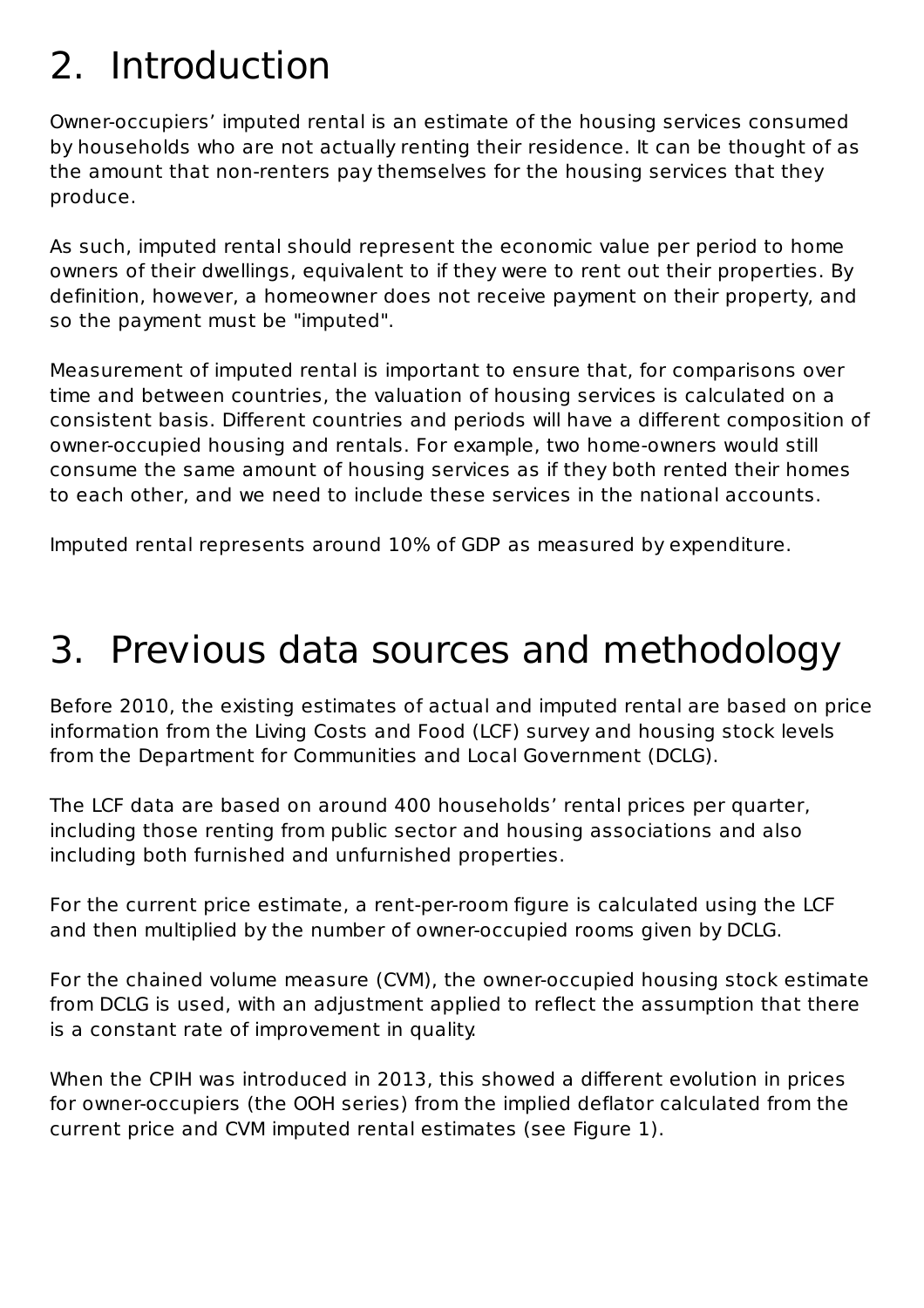## 2. Introduction

Owner-occupiers' imputed rental is an estimate of the housing services consumed by households who are not actually renting their residence. It can be thought of as the amount that non-renters pay themselves for the housing services that they produce.

As such, imputed rental should represent the economic value per period to home owners of their dwellings, equivalent to if they were to rent out their properties. By definition, however, a homeowner does not receive payment on their property, and so the payment must be "imputed".

Measurement of imputed rental is important to ensure that, for comparisons over time and between countries, the valuation of housing services is calculated on a consistent basis. Different countries and periods will have a different composition of owner-occupied housing and rentals. For example, two home-owners would still consume the same amount of housing services as if they both rented their homes to each other, and we need to include these services in the national accounts.

Imputed rental represents around 10% of GDP as measured by expenditure.

## 3. Previous data sources and methodology

Before 2010, the existing estimates of actual and imputed rental are based on price information from the Living Costs and Food (LCF) survey and housing stock levels from the Department for Communities and Local Government (DCLG).

The LCF data are based on around 400 households' rental prices per quarter, including those renting from public sector and housing associations and also including both furnished and unfurnished properties.

For the current price estimate, a rent-per-room figure is calculated using the LCF and then multiplied by the number of owner-occupied rooms given by DCLG.

For the chained volume measure (CVM), the owner-occupied housing stock estimate from DCLG is used, with an adjustment applied to reflect the assumption that there is a constant rate of improvement in quality.

When the CPIH was introduced in 2013, this showed a different evolution in prices for owner-occupiers (the OOH series) from the implied deflator calculated from the current price and CVM imputed rental estimates (see Figure 1).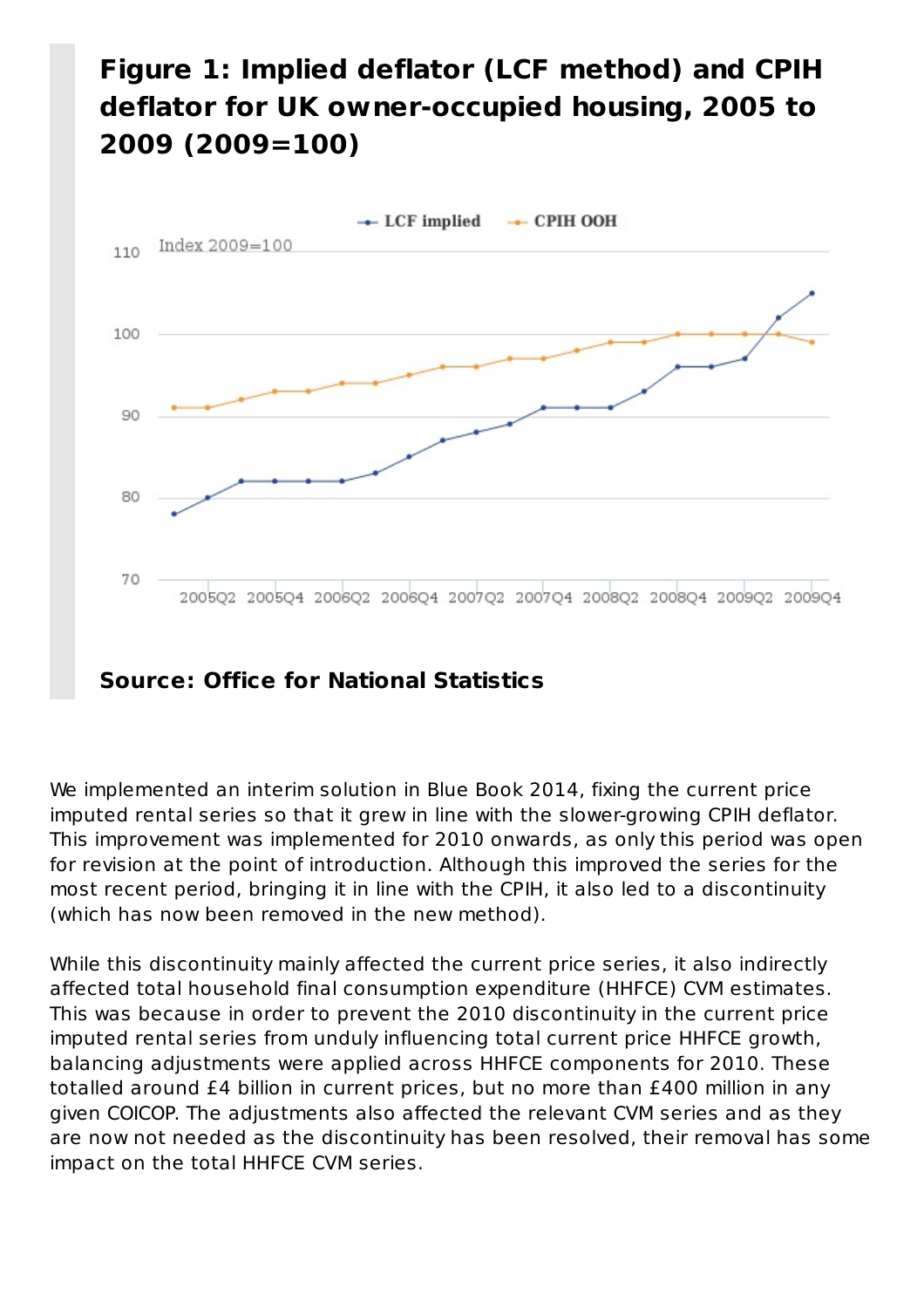## Figure 1: Implied deflator (LCF method) and CPIH deflator for UK owner-occupied housing, 2005 to 2009 (2009=100)

**Source: Office for National Statistics**

We implemented an interim solution in Blue Book 2014, fixing the current price imputed rental series so that it grew in line with the slower-growing CPIH deflator. This improvement was implemented for 2010 onwards, as only this period was open for revision at the point of introduction. Although this improved the series for the most recent period, bringing it in line with the CPIH, it also led to a discontinuity (which has now been removed in the new method).

While this discontinuity mainly affected the current price series, it also indirectly affected total household final consumption expenditure (HHFCE) CVM estimates. This was because in order to prevent the 2010 discontinuity in the current price imputed rental series from unduly influencing total current price HHFCE growth, balancing adjustments were applied across HHFCE components for 2010. These totalled around £4 billion in current prices, but no more than £400 million in any given COICOP. The adjustments also affected the relevant CVM series and as they are now not needed as the discontinuity has been resolved, their removal has some impact on the total HHFCE CVM series.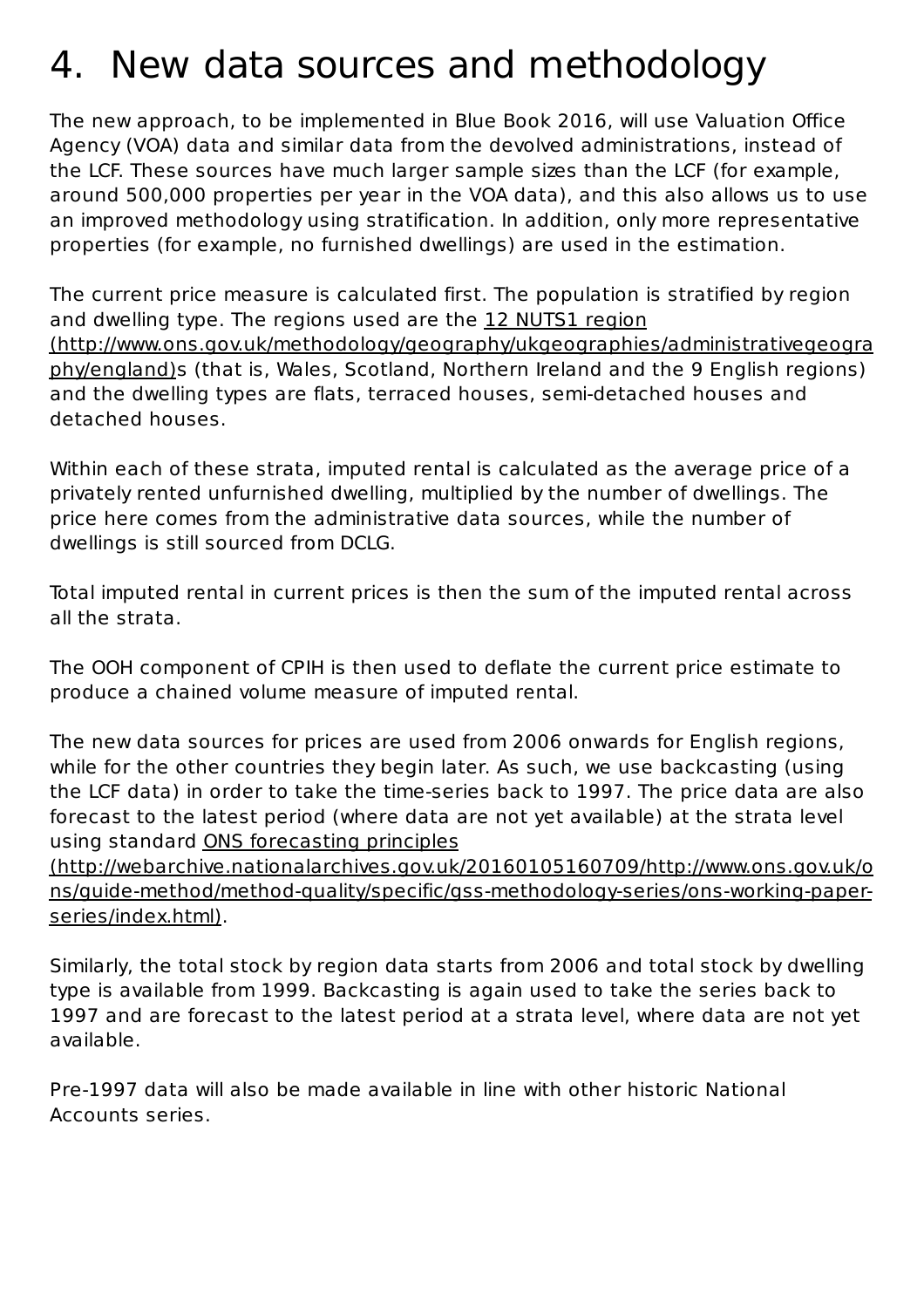# 4. New data sources and methodology

The new approach, to be implemented in Blue Book 2016, will use Valuation Office Agency (VOA) data and similar data from the devolved administrations, instead of the LCF. These sources have much larger sample sizes than the LCF (for example, around 500,000 properties per year in the VOA data), and this also allows us to use an improved methodology using stratification. In addition, only more representative properties (for example, no furnished dwellings) are used in the estimation.

The current price measure is calculated first. The population is stratified by region and dwelling type. The regions used are the 12 NUTS1 region (http://www.ons.gov.uk/methodology/geography/ukgeographies/administrativegeography/england)s (that is, Wales, Scotland, Northern Ireland and the 9 English regions) and the dwelling types are flats, terraced houses, semi-detached houses and detached houses.

Within each of these strata, imputed rental is calculated as the average price of a privately rented unfurnished dwelling, multiplied by the number of dwellings. The price here comes from the administrative data sources, while the number of dwellings is still sourced from DCLG.

Total imputed rental in current prices is then the sum of the imputed rental across all the strata.

The OOH component of CPIH is then used to deflate the current price estimate to produce a chained volume measure of imputed rental.

The new data sources for prices are used from 2006 onwards for English regions, while for the other countries they begin later. As such, we use backcasting (using the LCF data) in order to take the time-series back to 1997. The price data are also forecast to the latest period (where data are not yet available) at the strata level using standard ONS forecasting principles (http://webarchive.nationalarchives.gov.uk/20160105160709/http://www.ons.gov.uk/ons/guide-method/method-quality/specific/gss-methodology-series/ons-working-paper-series/index.html).

Similarly, the total stock by region data starts from 2006 and total stock by dwelling type is available from 1999. Backcasting is again used to take the series back to 1997 and are forecast to the latest period at a strata level, where data are not yet available.

Pre-1997 data will also be made available in line with other historic National Accounts series.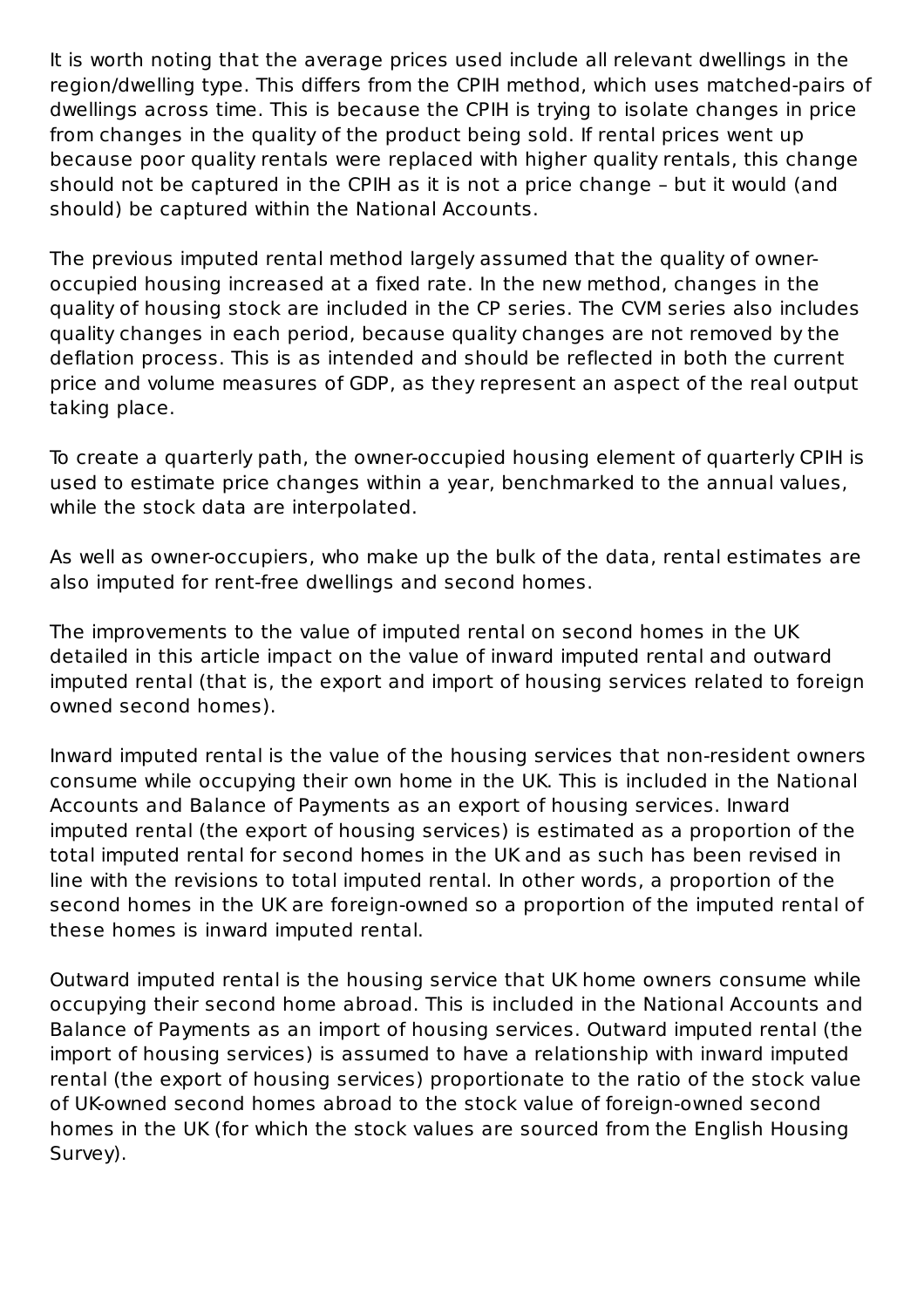It is worth noting that the average prices used include all relevant dwellings in the region/dwelling type. This differs from the CPIH method, which uses matched-pairs of dwellings across time. This is because the CPIH is trying to isolate changes in price from changes in the quality of the product being sold. If rental prices went up because poor quality rentals were replaced with higher quality rentals, this change should not be captured in the CPIH as it is not a price change – but it would (and should) be captured within the National Accounts.

The previous imputed rental method largely assumed that the quality of owner-occupied housing increased at a fixed rate. In the new method, changes in the quality of housing stock are included in the CP series. The CVM series also includes quality changes in each period, because quality changes are not removed by the deflation process. This is as intended and should be reflected in both the current price and volume measures of GDP, as they represent an aspect of the real output taking place.

To create a quarterly path, the owner-occupied housing element of quarterly CPIH is used to estimate price changes within a year, benchmarked to the annual values, while the stock data are interpolated.

As well as owner-occupiers, who make up the bulk of the data, rental estimates are also imputed for rent-free dwellings and second homes.

The improvements to the value of imputed rental on second homes in the UK detailed in this article impact on the value of inward imputed rental and outward imputed rental (that is, the export and import of housing services related to foreign owned second homes).

Inward imputed rental is the value of the housing services that non-resident owners consume while occupying their own home in the UK. This is included in the National Accounts and Balance of Payments as an export of housing services. Inward imputed rental (the export of housing services) is estimated as a proportion of the total imputed rental for second homes in the UK and as such has been revised in line with the revisions to total imputed rental. In other words, a proportion of the second homes in the UK are foreign-owned so a proportion of the imputed rental of these homes is inward imputed rental.

Outward imputed rental is the housing service that UK home owners consume while occupying their second home abroad. This is included in the National Accounts and Balance of Payments as an import of housing services. Outward imputed rental (the import of housing services) is assumed to have a relationship with inward imputed rental (the export of housing services) proportionate to the ratio of the stock value of UK-owned second homes abroad to the stock value of foreign-owned second homes in the UK (for which the stock values are sourced from the English Housing Survey).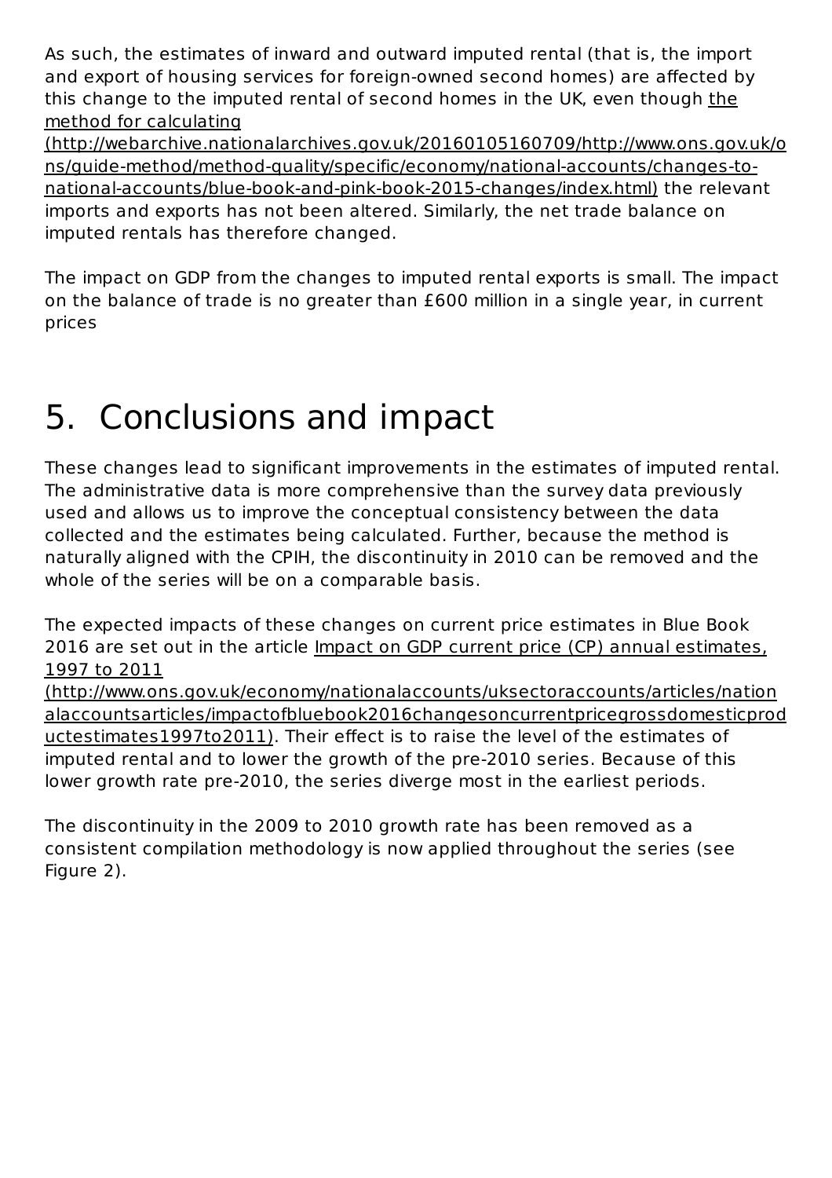As such, the estimates of inward and outward imputed rental (that is, the import and export of housing services for foreign-owned second homes) are affected by this change to the imputed rental of second homes in the UK, even though the method for calculating (http://webarchive.nationalarchives.gov.uk/20160105160709/http://www.ons.gov.uk/ons/guide-method/method-quality/specific/economy/national-accounts/changes-to-national-accounts/blue-book-and-pink-book-2015-changes/index.html) the relevant imports and exports has not been altered. Similarly, the net trade balance on imputed rentals has therefore changed.

The impact on GDP from the changes to imputed rental exports is small. The impact on the balance of trade is no greater than £600 million in a single year, in current prices

# 5. Conclusions and impact

These changes lead to significant improvements in the estimates of imputed rental. The administrative data is more comprehensive than the survey data previously used and allows us to improve the conceptual consistency between the data collected and the estimates being calculated. Further, because the method is naturally aligned with the CPIH, the discontinuity in 2010 can be removed and the whole of the series will be on a comparable basis.

The expected impacts of these changes on current price estimates in Blue Book 2016 are set out in the article Impact on GDP current price (CP) annual estimates, 1997 to 2011 (http://www.ons.gov.uk/economy/nationalaccounts/uksectoraccounts/articles/nationalaccountsarticles/impactofbluebook2016changesoncurrentpricegrossdomesticproductestimates1997to2011). Their effect is to raise the level of the estimates of imputed rental and to lower the growth of the pre-2010 series. Because of this lower growth rate pre-2010, the series diverge most in the earliest periods.

The discontinuity in the 2009 to 2010 growth rate has been removed as a consistent compilation methodology is now applied throughout the series (see Figure 2).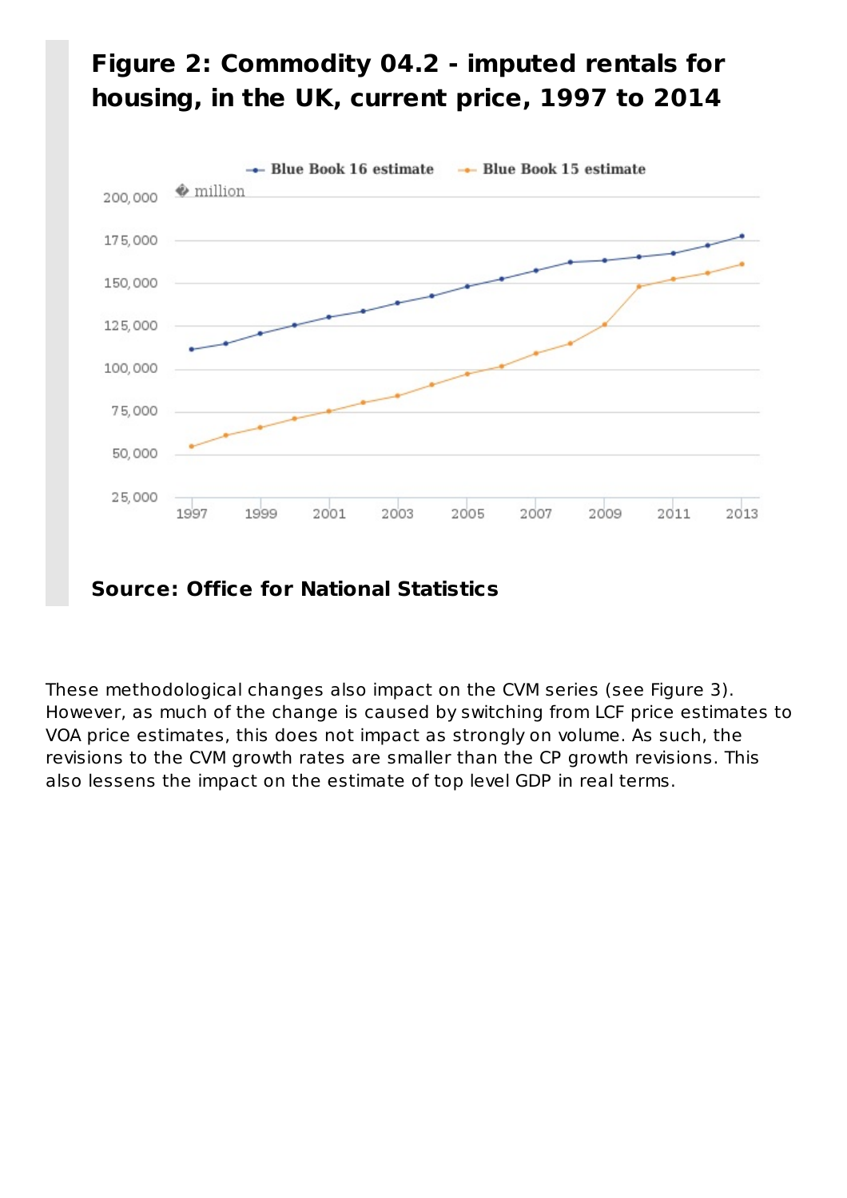**Figure 2: Commodity 04.2 - imputed rentals for housing, in the UK, current price, 1997 to 2014**

**Source: Office for National Statistics**

These methodological changes also impact on the CVM series (see Figure 3). However, as much of the change is caused by switching from LCF price estimates to VOA price estimates, this does not impact as strongly on volume. As such, the revisions to the CVM growth rates are smaller than the CP growth revisions. This also lessens the impact on the estimate of top level GDP in real terms.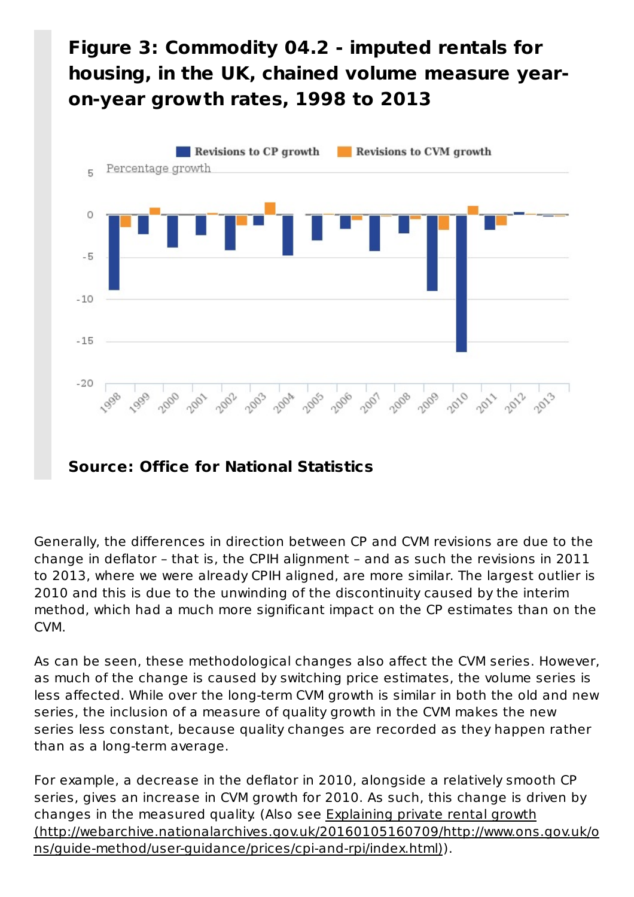## Figure 3: Commodity 04.2 - imputed rentals for housing, in the UK, chained volume measure year-on-year growth rates, 1998 to 2013

**Source: Office for National Statistics**

Generally, the differences in direction between CP and CVM revisions are due to the change in deflator – that is, the CPIH alignment – and as such the revisions in 2011 to 2013, where we were already CPIH aligned, are more similar. The largest outlier is 2010 and this is due to the unwinding of the discontinuity caused by the interim method, which had a much more significant impact on the CP estimates than on the CVM.

As can be seen, these methodological changes also affect the CVM series. However, as much of the change is caused by switching price estimates, the volume series is less affected. While over the long-term CVM growth is similar in both the old and new series, the inclusion of a measure of quality growth in the CVM makes the new series less constant, because quality changes are recorded as they happen rather than as a long-term average.

For example, a decrease in the deflator in 2010, alongside a relatively smooth CP series, gives an increase in CVM growth for 2010. As such, this change is driven by changes in the measured quality. (Also see [Explaining private rental growth (http://webarchive.nationalarchives.gov.uk/20160105160709/http://www.ons.gov.uk/ons/guide-method/user-guidance/prices/cpi-and-rpi/index.html)](http://webarchive.nationalarchives.gov.uk/20160105160709/http://www.ons.gov.uk/ons/guide-method/user-guidance/prices/cpi-and-rpi/index.html)).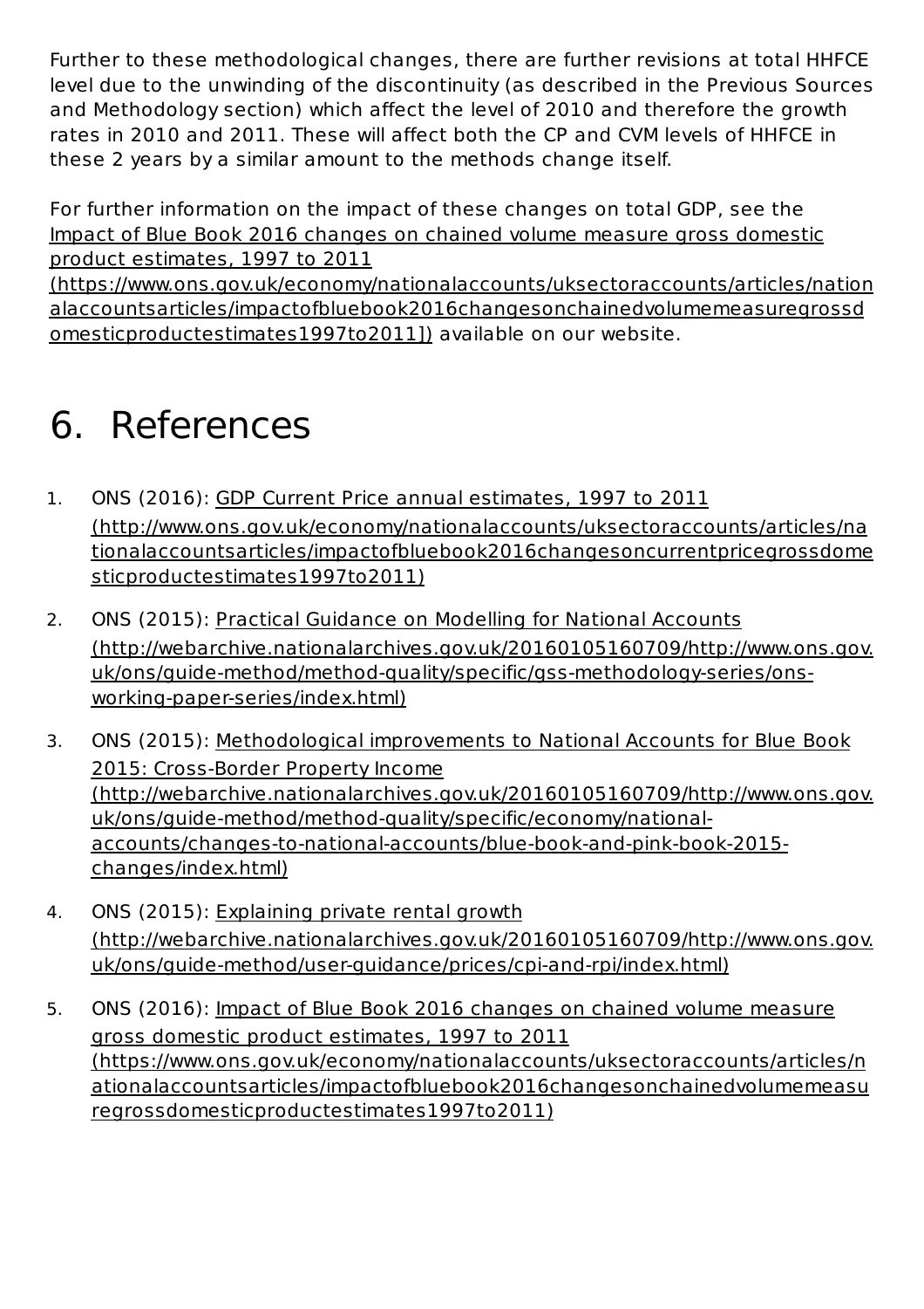Further to these methodological changes, there are further revisions at total HHFCE level due to the unwinding of the discontinuity (as described in the Previous Sources and Methodology section) which affect the level of 2010 and therefore the growth rates in 2010 and 2011. These will affect both the CP and CVM levels of HHFCE in these 2 years by a similar amount to the methods change itself.

For further information on the impact of these changes on total GDP, see the Impact of Blue Book 2016 changes on chained volume measure gross domestic product estimates, 1997 to 2011 (https://www.ons.gov.uk/economy/nationalaccounts/uksectoraccounts/articles/nationalaccountsarticles/impactofbluebook2016changesonchainedvolumemeasuregrossdomesticproductestimates1997to2011]) available on our website.

# 6. References

1. ONS (2016): GDP Current Price annual estimates, 1997 to 2011 (http://www.ons.gov.uk/economy/nationalaccounts/uksectoraccounts/articles/nationalaccountsarticles/impactofbluebook2016changesoncurrentpricegrossdomesticproductestimates1997to2011)
2. ONS (2015): Practical Guidance on Modelling for National Accounts (http://webarchive.nationalarchives.gov.uk/20160105160709/http://www.ons.gov.uk/ons/guide-method/method-quality/specific/gss-methodology-series/ons-working-paper-series/index.html)
3. ONS (2015): Methodological improvements to National Accounts for Blue Book 2015: Cross-Border Property Income (http://webarchive.nationalarchives.gov.uk/20160105160709/http://www.ons.gov.uk/ons/guide-method/method-quality/specific/economy/national-accounts/changes-to-national-accounts/blue-book-and-pink-book-2015-changes/index.html)
4. ONS (2015): Explaining private rental growth (http://webarchive.nationalarchives.gov.uk/20160105160709/http://www.ons.gov.uk/ons/guide-method/user-guidance/prices/cpi-and-rpi/index.html)
5. ONS (2016): Impact of Blue Book 2016 changes on chained volume measure gross domestic product estimates, 1997 to 2011 (https://www.ons.gov.uk/economy/nationalaccounts/uksectoraccounts/articles/nationalaccountsarticles/impactofbluebook2016changesonchainedvolumemeasuregrossdomesticproductestimates1997to2011)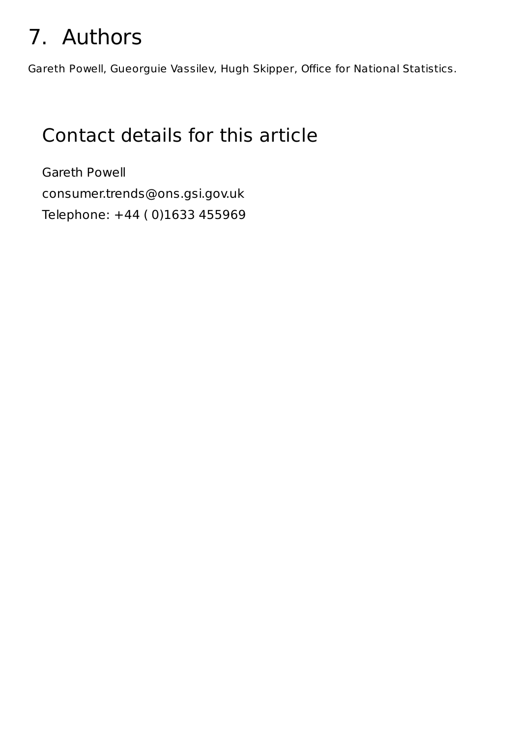# 7. Authors

Gareth Powell, Gueorguie Vassilev, Hugh Skipper, Office for National Statistics.

## Contact details for this article

Gareth Powell
consumer.trends@ons.gsi.gov.uk
Telephone: +44 ( 0)1633 455969